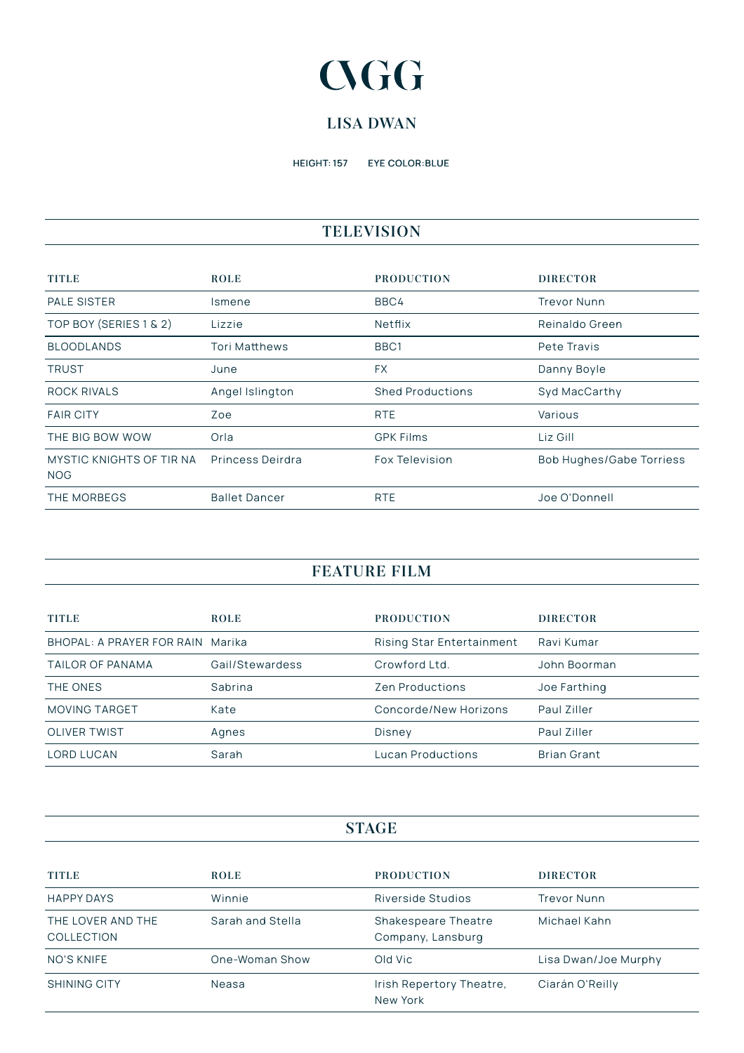# CVGG

## LISA DWAN

**HEIGHT: 157** **EYE COLOR:BLUE**

## TELEVISION

| TITLE | ROLE | PRODUCTION | DIRECTOR |
|---|---|---|---|
| PALE SISTER | Ismene | BBC4 | Trevor Nunn |
| TOP BOY (SERIES 1 & 2) | Lizzie | Netflix | Reinaldo Green |
| BLOODLANDS | Tori Matthews | BBC1 | Pete Travis |
| TRUST | June | FX | Danny Boyle |
| ROCK RIVALS | Angel Islington | Shed Productions | Syd MacCarthy |
| FAIR CITY | Zoe | RTE | Various |
| THE BIG BOW WOW | Orla | GPK Films | Liz Gill |
| MYSTIC KNIGHTS OF TIR NA NOG | Princess Deirdra | Fox Television | Bob Hughes/Gabe Torriess |
| THE MORBEGS | Ballet Dancer | RTE | Joe O'Donnell |

## FEATURE FILM

| TITLE | ROLE | PRODUCTION | DIRECTOR |
|---|---|---|---|
| BHOPAL: A PRAYER FOR RAIN | Marika | Rising Star Entertainment | Ravi Kumar |
| TAILOR OF PANAMA | Gail/Stewardess | Crowford Ltd. | John Boorman |
| THE ONES | Sabrina | Zen Productions | Joe Farthing |
| MOVING TARGET | Kate | Concorde/New Horizons | Paul Ziller |
| OLIVER TWIST | Agnes | Disney | Paul Ziller |
| LORD LUCAN | Sarah | Lucan Productions | Brian Grant |

## STAGE

| TITLE | ROLE | PRODUCTION | DIRECTOR |
|---|---|---|---|
| HAPPY DAYS | Winnie | Riverside Studios | Trevor Nunn |
| THE LOVER AND THE COLLECTION | Sarah and Stella | Shakespeare Theatre Company, Lansburg | Michael Kahn |
| NO'S KNIFE | One-Woman Show | Old Vic | Lisa Dwan/Joe Murphy |
| SHINING CITY | Neasa | Irish Repertory Theatre, New York | Ciarán O'Reilly |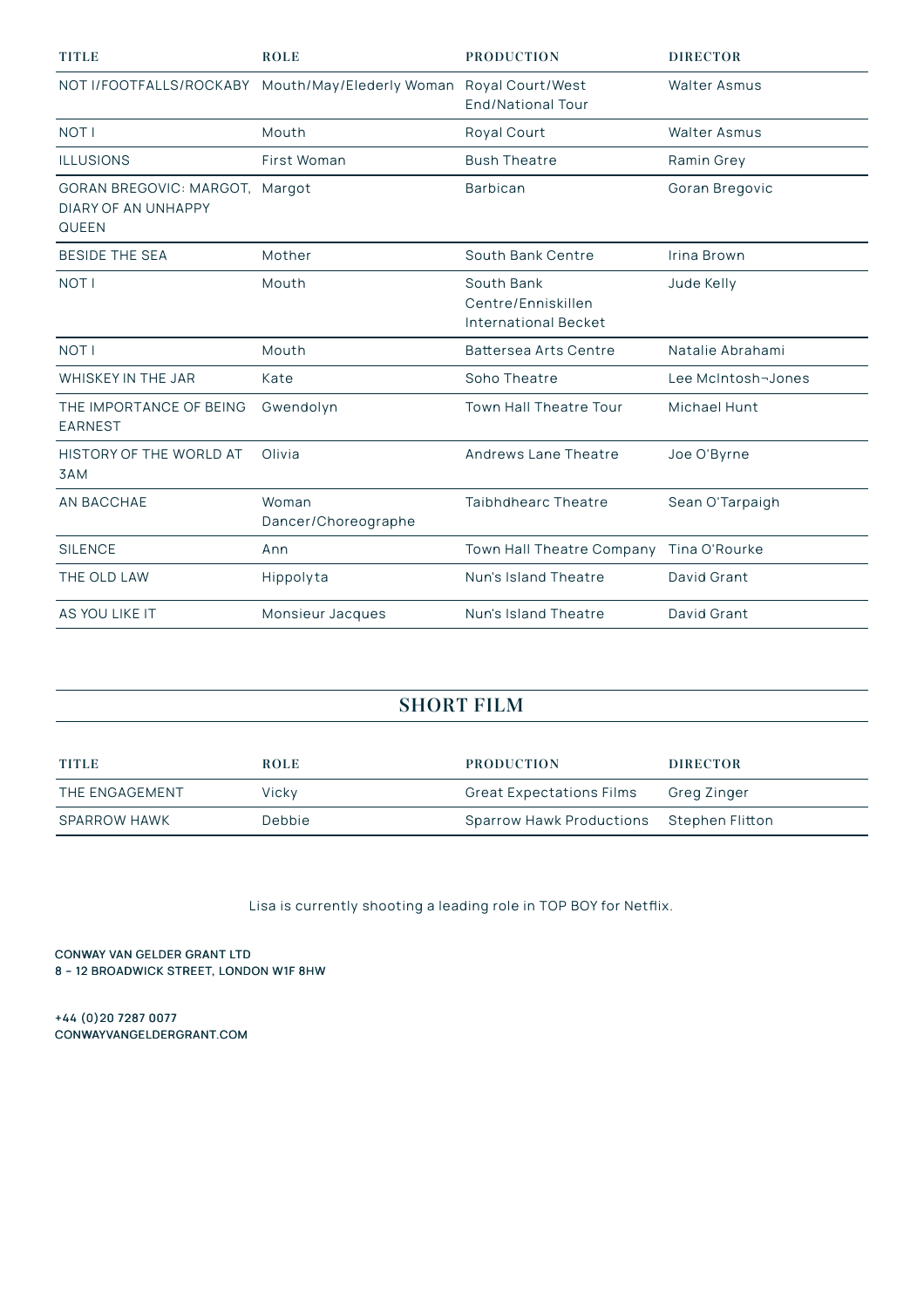| TITLE | ROLE | PRODUCTION | DIRECTOR |
| --- | --- | --- | --- |
| NOT I/FOOTFALLS/ROCKABY | Mouth/May/Elederly Woman | Royal Court/West End/National Tour | Walter Asmus |
| NOT I | Mouth | Royal Court | Walter Asmus |
| ILLUSIONS | First Woman | Bush Theatre | Ramin Grey |
| GORAN BREGOVIC: MARGOT, DIARY OF AN UNHAPPY QUEEN | Margot | Barbican | Goran Bregovic |
| BESIDE THE SEA | Mother | South Bank Centre | Irina Brown |
| NOT I | Mouth | South Bank Centre/Enniskillen International Becket | Jude Kelly |
| NOT I | Mouth | Battersea Arts Centre | Natalie Abrahami |
| WHISKEY IN THE JAR | Kate | Soho Theatre | Lee McIntosh¬Jones |
| THE IMPORTANCE OF BEING EARNEST | Gwendolyn | Town Hall Theatre Tour | Michael Hunt |
| HISTORY OF THE WORLD AT 3AM | Olivia | Andrews Lane Theatre | Joe O'Byrne |
| AN BACCHAE | Woman Dancer/Choreographe | Taibhdhearc Theatre | Sean O'Tarpaigh |
| SILENCE | Ann | Town Hall Theatre Company | Tina O'Rourke |
| THE OLD LAW | Hippolyta | Nun's Island Theatre | David Grant |
| AS YOU LIKE IT | Monsieur Jacques | Nun's Island Theatre | David Grant |

## SHORT FILM

| TITLE | ROLE | PRODUCTION | DIRECTOR |
| --- | --- | --- | --- |
| THE ENGAGEMENT | Vicky | Great Expectations Films | Greg Zinger |
| SPARROW HAWK | Debbie | Sparrow Hawk Productions | Stephen Flitton |

Lisa is currently shooting a leading role in TOP BOY for Netflix.

**CONWAY VAN GELDER GRANT LTD**
**8 – 12 BROADWICK STREET, LONDON W1F 8HW**

**+44 (0)20 7287 0077**
**CONWAYVANGELDERGRANT.COM**